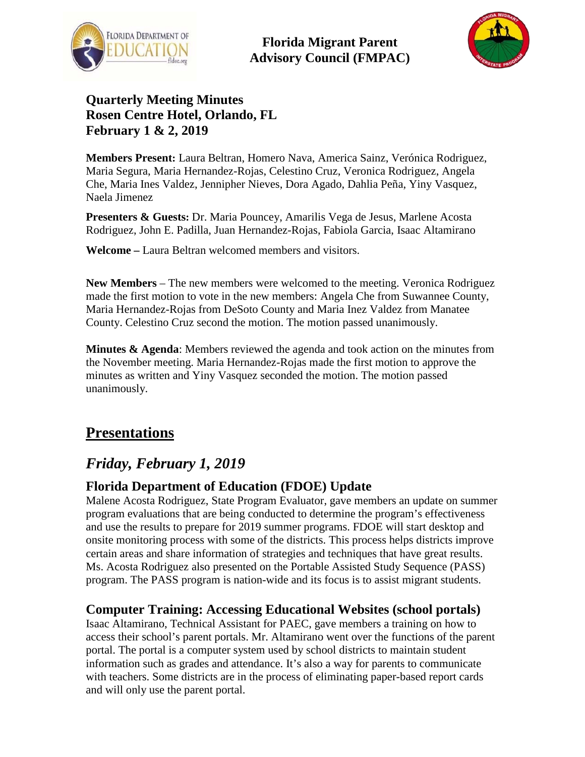**Florida Migrant Parent Advisory Council (FMPAC)**

**Quarterly Meeting Minutes**
**Rosen Centre Hotel, Orlando, FL**
**February 1 & 2, 2019**

**Members Present:** Laura Beltran, Homero Nava, America Sainz, Verónica Rodriguez, Maria Segura, Maria Hernandez-Rojas, Celestino Cruz, Veronica Rodriguez, Angela Che, Maria Ines Valdez, Jennipher Nieves, Dora Agado, Dahlia Peña, Yiny Vasquez, Naela Jimenez

**Presenters & Guests:** Dr. Maria Pouncey, Amarilis Vega de Jesus, Marlene Acosta Rodriguez, John E. Padilla, Juan Hernandez-Rojas, Fabiola Garcia, Isaac Altamirano

**Welcome –** Laura Beltran welcomed members and visitors.

**New Members** – The new members were welcomed to the meeting. Veronica Rodriguez made the first motion to vote in the new members: Angela Che from Suwannee County, Maria Hernandez-Rojas from DeSoto County and Maria Inez Valdez from Manatee County. Celestino Cruz second the motion. The motion passed unanimously.

**Minutes & Agenda**: Members reviewed the agenda and took action on the minutes from the November meeting. Maria Hernandez-Rojas made the first motion to approve the minutes as written and Yiny Vasquez seconded the motion. The motion passed unanimously.

# Presentations

## *Friday, February 1, 2019*

### Florida Department of Education (FDOE) Update

Malene Acosta Rodriguez, State Program Evaluator, gave members an update on summer program evaluations that are being conducted to determine the program's effectiveness and use the results to prepare for 2019 summer programs. FDOE will start desktop and onsite monitoring process with some of the districts. This process helps districts improve certain areas and share information of strategies and techniques that have great results. Ms. Acosta Rodriguez also presented on the Portable Assisted Study Sequence (PASS) program. The PASS program is nation-wide and its focus is to assist migrant students.

### Computer Training: Accessing Educational Websites (school portals)

Isaac Altamirano, Technical Assistant for PAEC, gave members a training on how to access their school's parent portals. Mr. Altamirano went over the functions of the parent portal. The portal is a computer system used by school districts to maintain student information such as grades and attendance. It's also a way for parents to communicate with teachers. Some districts are in the process of eliminating paper-based report cards and will only use the parent portal.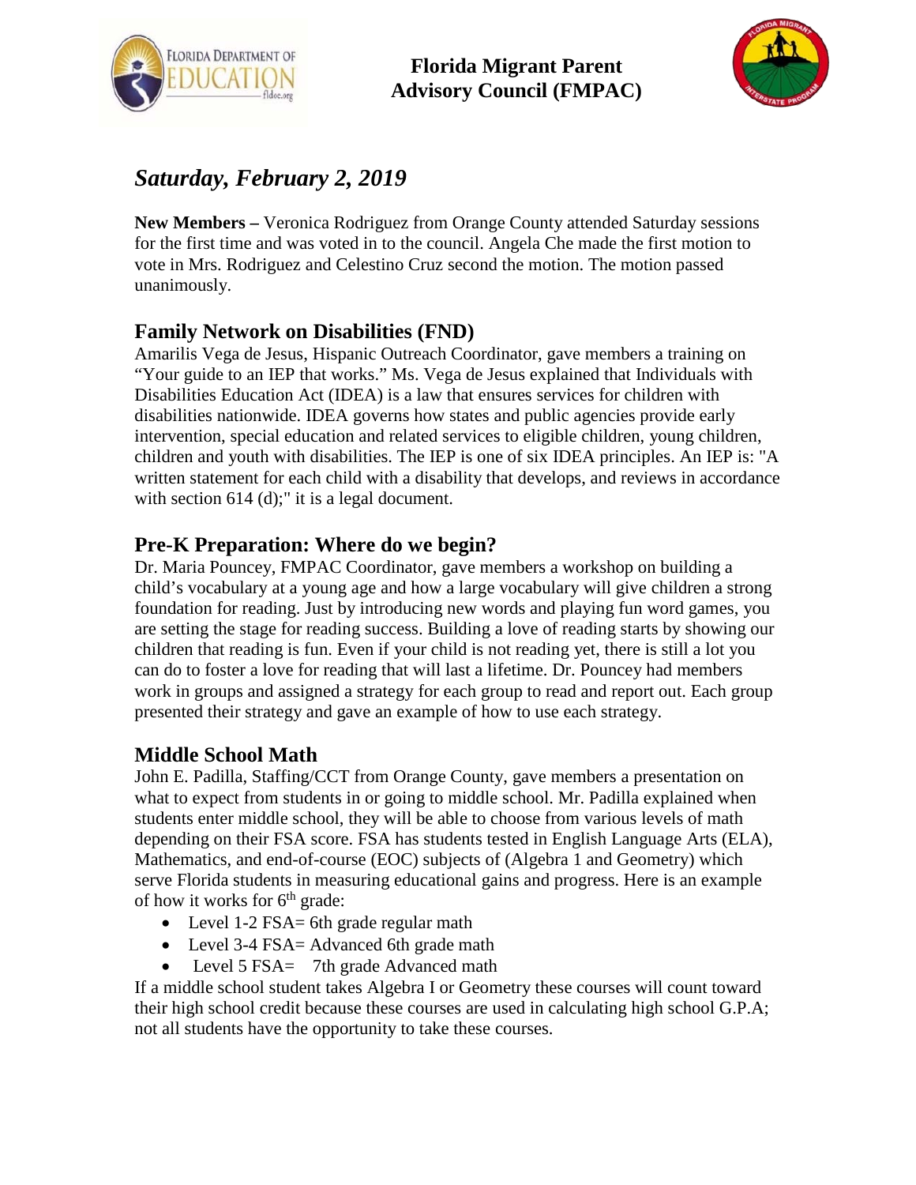**Florida Migrant Parent Advisory Council (FMPAC)**

## *Saturday, February 2, 2019*

**New Members –** Veronica Rodriguez from Orange County attended Saturday sessions for the first time and was voted in to the council. Angela Che made the first motion to vote in Mrs. Rodriguez and Celestino Cruz second the motion. The motion passed unanimously.

### Family Network on Disabilities (FND)

Amarilis Vega de Jesus, Hispanic Outreach Coordinator, gave members a training on "Your guide to an IEP that works." Ms. Vega de Jesus explained that Individuals with Disabilities Education Act (IDEA) is a law that ensures services for children with disabilities nationwide. IDEA governs how states and public agencies provide early intervention, special education and related services to eligible children, young children, children and youth with disabilities. The IEP is one of six IDEA principles. An IEP is: "A written statement for each child with a disability that develops, and reviews in accordance with section 614 (d);" it is a legal document.

### Pre-K Preparation: Where do we begin?

Dr. Maria Pouncey, FMPAC Coordinator, gave members a workshop on building a child's vocabulary at a young age and how a large vocabulary will give children a strong foundation for reading. Just by introducing new words and playing fun word games, you are setting the stage for reading success. Building a love of reading starts by showing our children that reading is fun. Even if your child is not reading yet, there is still a lot you can do to foster a love for reading that will last a lifetime. Dr. Pouncey had members work in groups and assigned a strategy for each group to read and report out. Each group presented their strategy and gave an example of how to use each strategy.

### Middle School Math

John E. Padilla, Staffing/CCT from Orange County, gave members a presentation on what to expect from students in or going to middle school. Mr. Padilla explained when students enter middle school, they will be able to choose from various levels of math depending on their FSA score. FSA has students tested in English Language Arts (ELA), Mathematics, and end-of-course (EOC) subjects of (Algebra 1 and Geometry) which serve Florida students in measuring educational gains and progress. Here is an example of how it works for 6th grade:

- Level 1-2 FSA= 6th grade regular math
- Level 3-4 FSA= Advanced 6th grade math
- Level 5 FSA= 7th grade Advanced math

If a middle school student takes Algebra I or Geometry these courses will count toward their high school credit because these courses are used in calculating high school G.P.A; not all students have the opportunity to take these courses.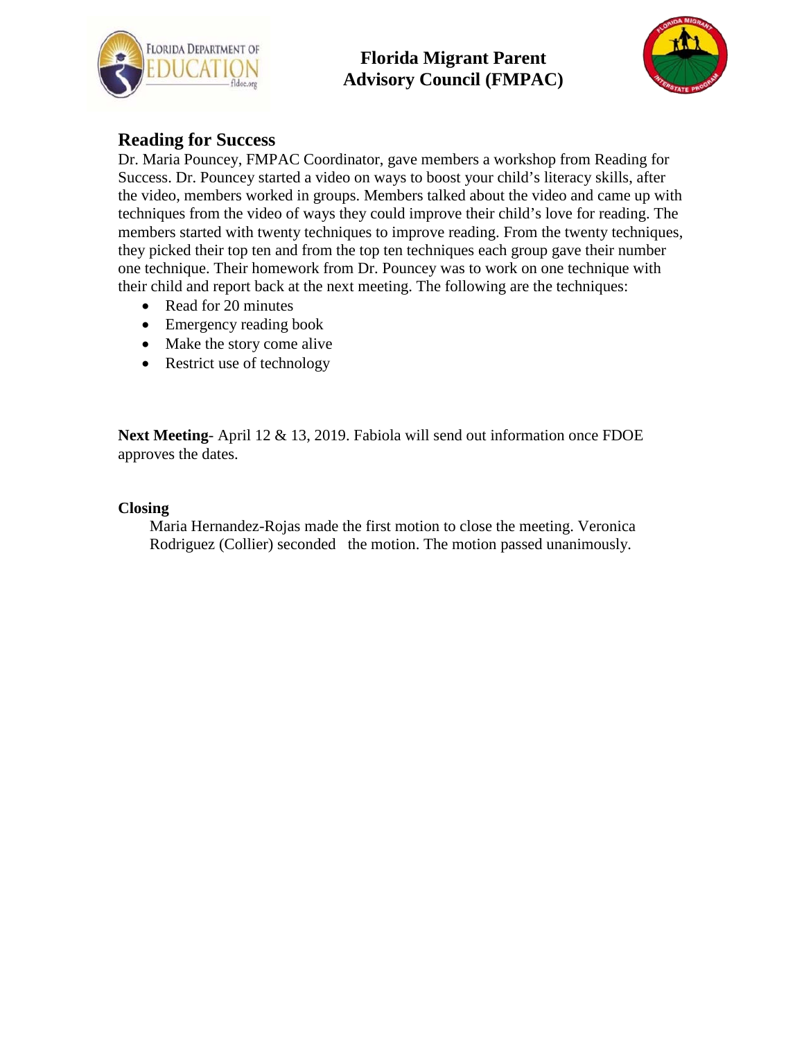## Reading for Success

Dr. Maria Pouncey, FMPAC Coordinator, gave members a workshop from Reading for Success. Dr. Pouncey started a video on ways to boost your child's literacy skills, after the video, members worked in groups. Members talked about the video and came up with techniques from the video of ways they could improve their child's love for reading. The members started with twenty techniques to improve reading. From the twenty techniques, they picked their top ten and from the top ten techniques each group gave their number one technique. Their homework from Dr. Pouncey was to work on one technique with their child and report back at the next meeting. The following are the techniques:

- Read for 20 minutes
- Emergency reading book
- Make the story come alive
- Restrict use of technology

**Next Meeting**- April 12 & 13, 2019. Fabiola will send out information once FDOE approves the dates.

**Closing**

Maria Hernandez-Rojas made the first motion to close the meeting. Veronica Rodriguez (Collier) seconded the motion. The motion passed unanimously.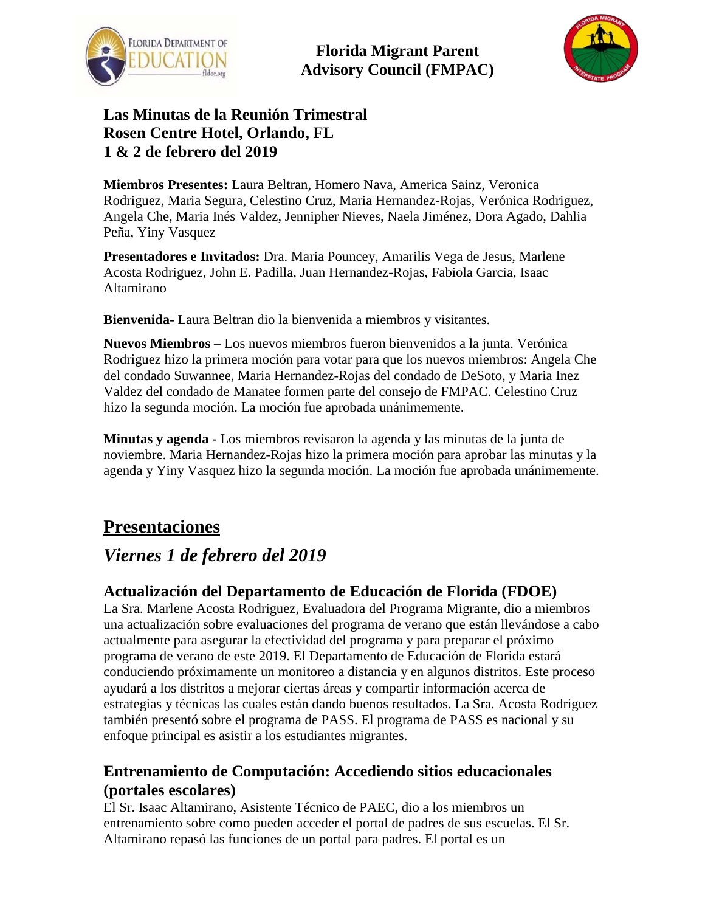**Florida Migrant Parent Advisory Council (FMPAC)**

**Las Minutas de la Reunión Trimestral**
**Rosen Centre Hotel, Orlando, FL**
**1 & 2 de febrero del 2019**

**Miembros Presentes:** Laura Beltran, Homero Nava, America Sainz, Veronica Rodriguez, Maria Segura, Celestino Cruz, Maria Hernandez-Rojas, Verónica Rodriguez, Angela Che, Maria Inés Valdez, Jennipher Nieves, Naela Jiménez, Dora Agado, Dahlia Peña, Yiny Vasquez

**Presentadores e Invitados:** Dra. Maria Pouncey, Amarilis Vega de Jesus, Marlene Acosta Rodriguez, John E. Padilla, Juan Hernandez-Rojas, Fabiola Garcia, Isaac Altamirano

**Bienvenida-** Laura Beltran dio la bienvenida a miembros y visitantes.

**Nuevos Miembros** – Los nuevos miembros fueron bienvenidos a la junta. Verónica Rodriguez hizo la primera moción para votar para que los nuevos miembros: Angela Che del condado Suwannee, Maria Hernandez-Rojas del condado de DeSoto, y Maria Inez Valdez del condado de Manatee formen parte del consejo de FMPAC. Celestino Cruz hizo la segunda moción. La moción fue aprobada unánimemente.

**Minutas y agenda -** Los miembros revisaron la agenda y las minutas de la junta de noviembre. Maria Hernandez-Rojas hizo la primera moción para aprobar las minutas y la agenda y Yiny Vasquez hizo la segunda moción. La moción fue aprobada unánimemente.

## Presentaciones

## *Viernes 1 de febrero del 2019*

### Actualización del Departamento de Educación de Florida (FDOE)

La Sra. Marlene Acosta Rodriguez, Evaluadora del Programa Migrante, dio a miembros una actualización sobre evaluaciones del programa de verano que están llevándose a cabo actualmente para asegurar la efectividad del programa y para preparar el próximo programa de verano de este 2019. El Departamento de Educación de Florida estará conduciendo próximamente un monitoreo a distancia y en algunos distritos. Este proceso ayudará a los distritos a mejorar ciertas áreas y compartir información acerca de estrategias y técnicas las cuales están dando buenos resultados. La Sra. Acosta Rodriguez también presentó sobre el programa de PASS. El programa de PASS es nacional y su enfoque principal es asistir a los estudiantes migrantes.

### Entrenamiento de Computación: Accediendo sitios educacionales (portales escolares)

El Sr. Isaac Altamirano, Asistente Técnico de PAEC, dio a los miembros un entrenamiento sobre como pueden acceder el portal de padres de sus escuelas. El Sr. Altamirano repasó las funciones de un portal para padres. El portal es un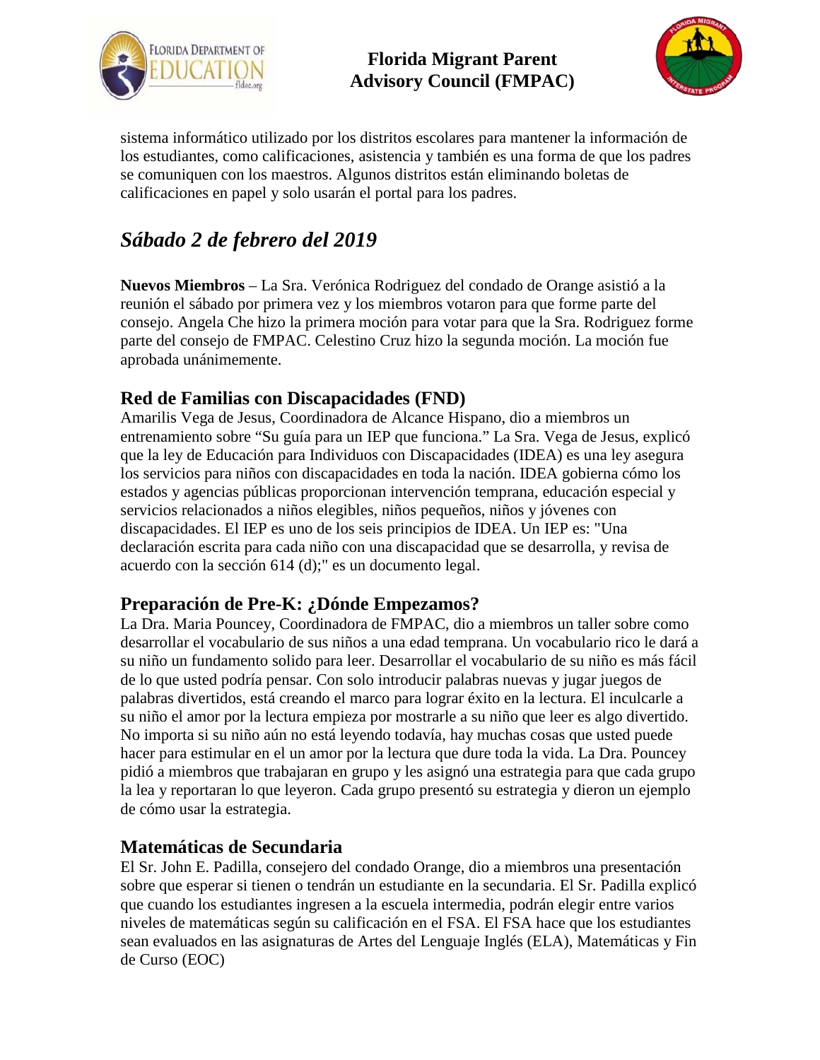sistema informático utilizado por los distritos escolares para mantener la información de los estudiantes, como calificaciones, asistencia y también es una forma de que los padres se comuniquen con los maestros. Algunos distritos están eliminando boletas de calificaciones en papel y solo usarán el portal para los padres.

## *Sábado 2 de febrero del 2019*

**Nuevos Miembros** – La Sra. Verónica Rodriguez del condado de Orange asistió a la reunión el sábado por primera vez y los miembros votaron para que forme parte del consejo. Angela Che hizo la primera moción para votar para que la Sra. Rodriguez forme parte del consejo de FMPAC. Celestino Cruz hizo la segunda moción. La moción fue aprobada unánimemente.

### Red de Familias con Discapacidades (FND)

Amarilis Vega de Jesus, Coordinadora de Alcance Hispano, dio a miembros un entrenamiento sobre "Su guía para un IEP que funciona." La Sra. Vega de Jesus, explicó que la ley de Educación para Individuos con Discapacidades (IDEA) es una ley asegura los servicios para niños con discapacidades en toda la nación. IDEA gobierna cómo los estados y agencias públicas proporcionan intervención temprana, educación especial y servicios relacionados a niños elegibles, niños pequeños, niños y jóvenes con discapacidades. El IEP es uno de los seis principios de IDEA. Un IEP es: "Una declaración escrita para cada niño con una discapacidad que se desarrolla, y revisa de acuerdo con la sección 614 (d);" es un documento legal.

### Preparación de Pre-K: ¿Dónde Empezamos?

La Dra. Maria Pouncey, Coordinadora de FMPAC, dio a miembros un taller sobre como desarrollar el vocabulario de sus niños a una edad temprana. Un vocabulario rico le dará a su niño un fundamento solido para leer. Desarrollar el vocabulario de su niño es más fácil de lo que usted podría pensar. Con solo introducir palabras nuevas y jugar juegos de palabras divertidos, está creando el marco para lograr éxito en la lectura. El inculcarle a su niño el amor por la lectura empieza por mostrarle a su niño que leer es algo divertido. No importa si su niño aún no está leyendo todavía, hay muchas cosas que usted puede hacer para estimular en el un amor por la lectura que dure toda la vida. La Dra. Pouncey pidió a miembros que trabajaran en grupo y les asignó una estrategia para que cada grupo la lea y reportaran lo que leyeron. Cada grupo presentó su estrategia y dieron un ejemplo de cómo usar la estrategia.

### Matemáticas de Secundaria

El Sr. John E. Padilla, consejero del condado Orange, dio a miembros una presentación sobre que esperar si tienen o tendrán un estudiante en la secundaria. El Sr. Padilla explicó que cuando los estudiantes ingresen a la escuela intermedia, podrán elegir entre varios niveles de matemáticas según su calificación en el FSA. El FSA hace que los estudiantes sean evaluados en las asignaturas de Artes del Lenguaje Inglés (ELA), Matemáticas y Fin de Curso (EOC)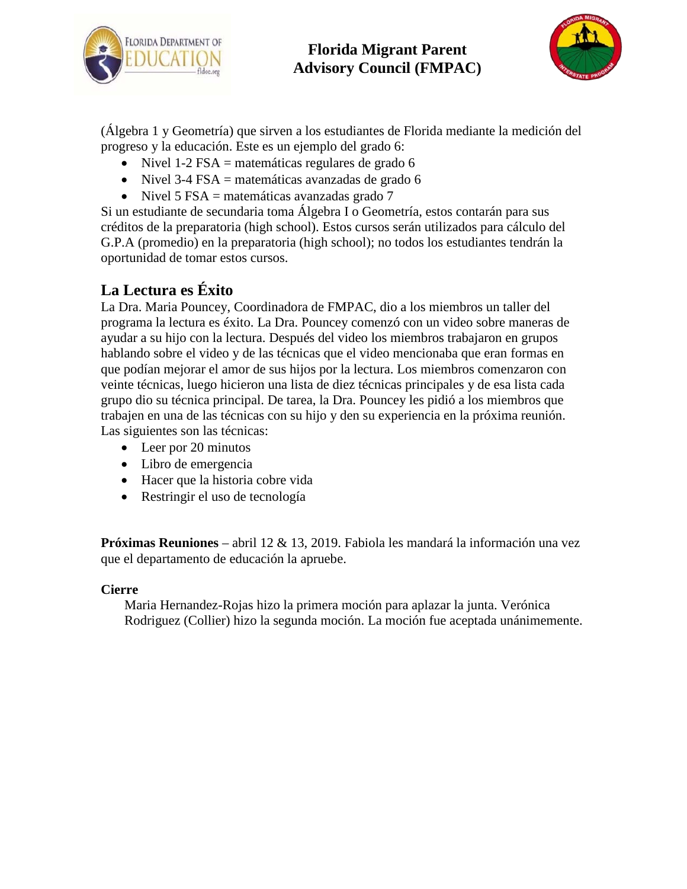(Álgebra 1 y Geometría) que sirven a los estudiantes de Florida mediante la medición del progreso y la educación. Este es un ejemplo del grado 6:

- Nivel 1-2 FSA = matemáticas regulares de grado 6
- Nivel 3-4 FSA = matemáticas avanzadas de grado 6
- Nivel 5 FSA = matemáticas avanzadas grado 7

Si un estudiante de secundaria toma Álgebra I o Geometría, estos contarán para sus créditos de la preparatoria (high school). Estos cursos serán utilizados para cálculo del G.P.A (promedio) en la preparatoria (high school); no todos los estudiantes tendrán la oportunidad de tomar estos cursos.

## La Lectura es Éxito

La Dra. Maria Pouncey, Coordinadora de FMPAC, dio a los miembros un taller del programa la lectura es éxito. La Dra. Pouncey comenzó con un video sobre maneras de ayudar a su hijo con la lectura. Después del video los miembros trabajaron en grupos hablando sobre el video y de las técnicas que el video mencionaba que eran formas en que podían mejorar el amor de sus hijos por la lectura. Los miembros comenzaron con veinte técnicas, luego hicieron una lista de diez técnicas principales y de esa lista cada grupo dio su técnica principal. De tarea, la Dra. Pouncey les pidió a los miembros que trabajen en una de las técnicas con su hijo y den su experiencia en la próxima reunión. Las siguientes son las técnicas:

- Leer por 20 minutos
- Libro de emergencia
- Hacer que la historia cobre vida
- Restringir el uso de tecnología

**Próximas Reuniones** – abril 12 & 13, 2019. Fabiola les mandará la información una vez que el departamento de educación la apruebe.

**Cierre**

Maria Hernandez-Rojas hizo la primera moción para aplazar la junta. Verónica Rodriguez (Collier) hizo la segunda moción. La moción fue aceptada unánimemente.